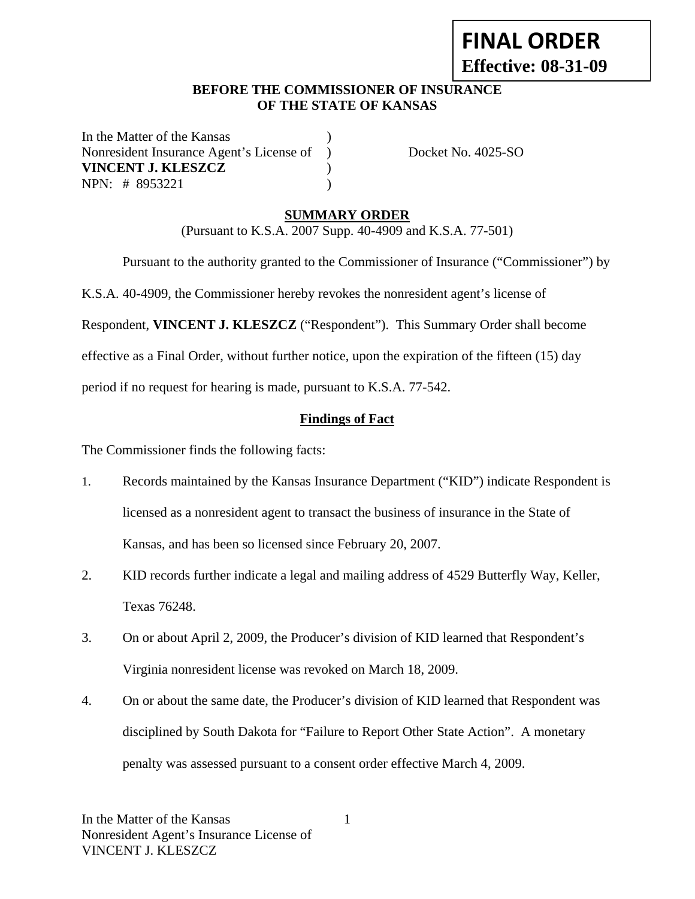**FINAL ORDER**
**Effective: 08-31-09**

**BEFORE THE COMMISSIONER OF INSURANCE**
**OF THE STATE OF KANSAS**

In the Matter of the Kansas )
Nonresident Insurance Agent's License of ) Docket No. 4025-SO
**VINCENT J. KLESZCZ** )
NPN: # 8953221 )

## SUMMARY ORDER

(Pursuant to K.S.A. 2007 Supp. 40-4909 and K.S.A. 77-501)

Pursuant to the authority granted to the Commissioner of Insurance ("Commissioner") by K.S.A. 40-4909, the Commissioner hereby revokes the nonresident agent's license of Respondent, **VINCENT J. KLESZCZ** ("Respondent"). This Summary Order shall become effective as a Final Order, without further notice, upon the expiration of the fifteen (15) day period if no request for hearing is made, pursuant to K.S.A. 77-542.

### Findings of Fact

The Commissioner finds the following facts:

1. Records maintained by the Kansas Insurance Department ("KID") indicate Respondent is licensed as a nonresident agent to transact the business of insurance in the State of Kansas, and has been so licensed since February 20, 2007.
2. KID records further indicate a legal and mailing address of 4529 Butterfly Way, Keller, Texas 76248.
3. On or about April 2, 2009, the Producer's division of KID learned that Respondent's Virginia nonresident license was revoked on March 18, 2009.
4. On or about the same date, the Producer's division of KID learned that Respondent was disciplined by South Dakota for "Failure to Report Other State Action". A monetary penalty was assessed pursuant to a consent order effective March 4, 2009.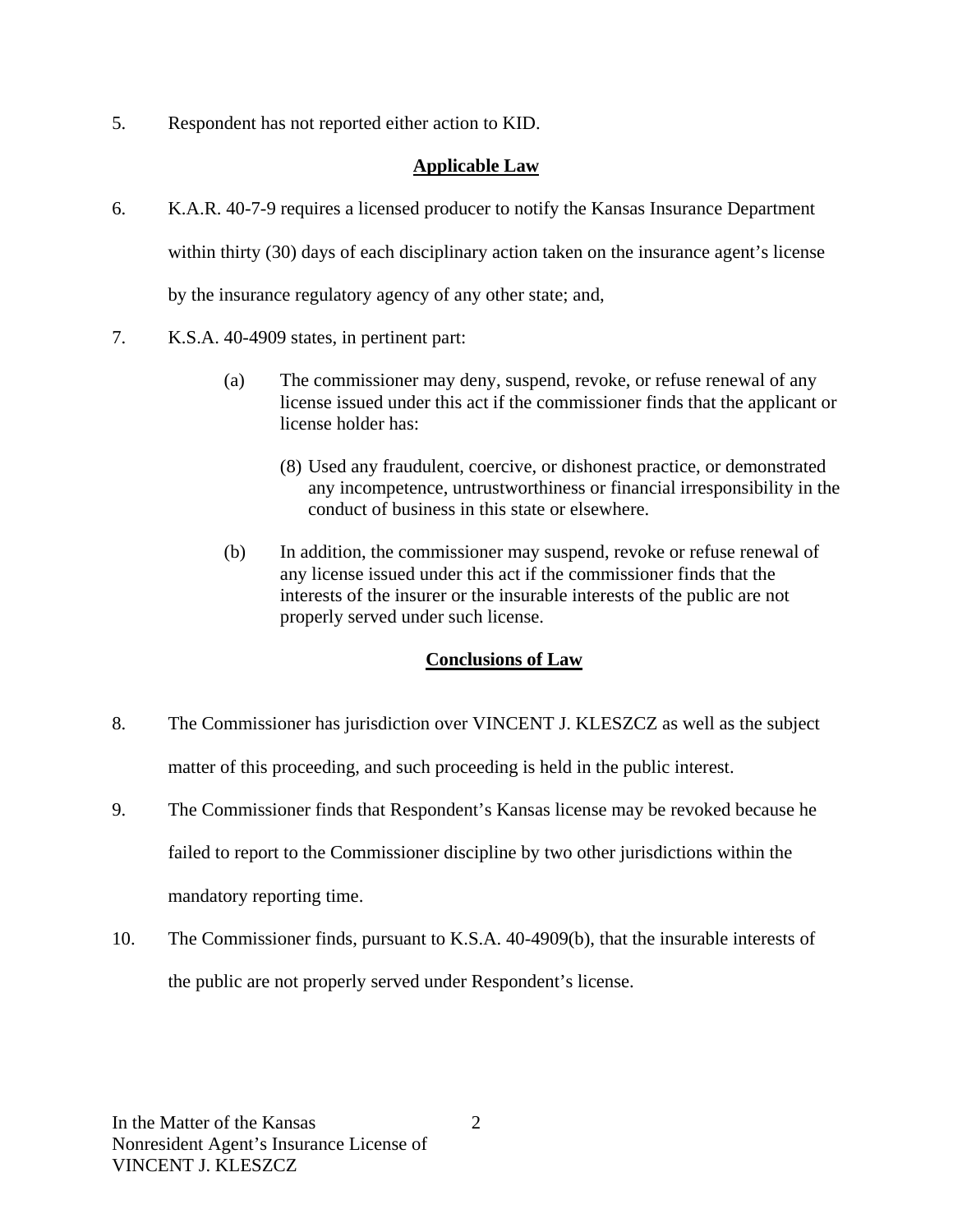5. Respondent has not reported either action to KID.

## Applicable Law

6. K.A.R. 40-7-9 requires a licensed producer to notify the Kansas Insurance Department within thirty (30) days of each disciplinary action taken on the insurance agent's license by the insurance regulatory agency of any other state; and,

7. K.S.A. 40-4909 states, in pertinent part:

   (a) The commissioner may deny, suspend, revoke, or refuse renewal of any license issued under this act if the commissioner finds that the applicant or license holder has:

   (8) Used any fraudulent, coercive, or dishonest practice, or demonstrated any incompetence, untrustworthiness or financial irresponsibility in the conduct of business in this state or elsewhere.

   (b) In addition, the commissioner may suspend, revoke or refuse renewal of any license issued under this act if the commissioner finds that the interests of the insurer or the insurable interests of the public are not properly served under such license.

## Conclusions of Law

8. The Commissioner has jurisdiction over VINCENT J. KLESZCZ as well as the subject matter of this proceeding, and such proceeding is held in the public interest.

9. The Commissioner finds that Respondent's Kansas license may be revoked because he failed to report to the Commissioner discipline by two other jurisdictions within the mandatory reporting time.

10. The Commissioner finds, pursuant to K.S.A. 40-4909(b), that the insurable interests of the public are not properly served under Respondent's license.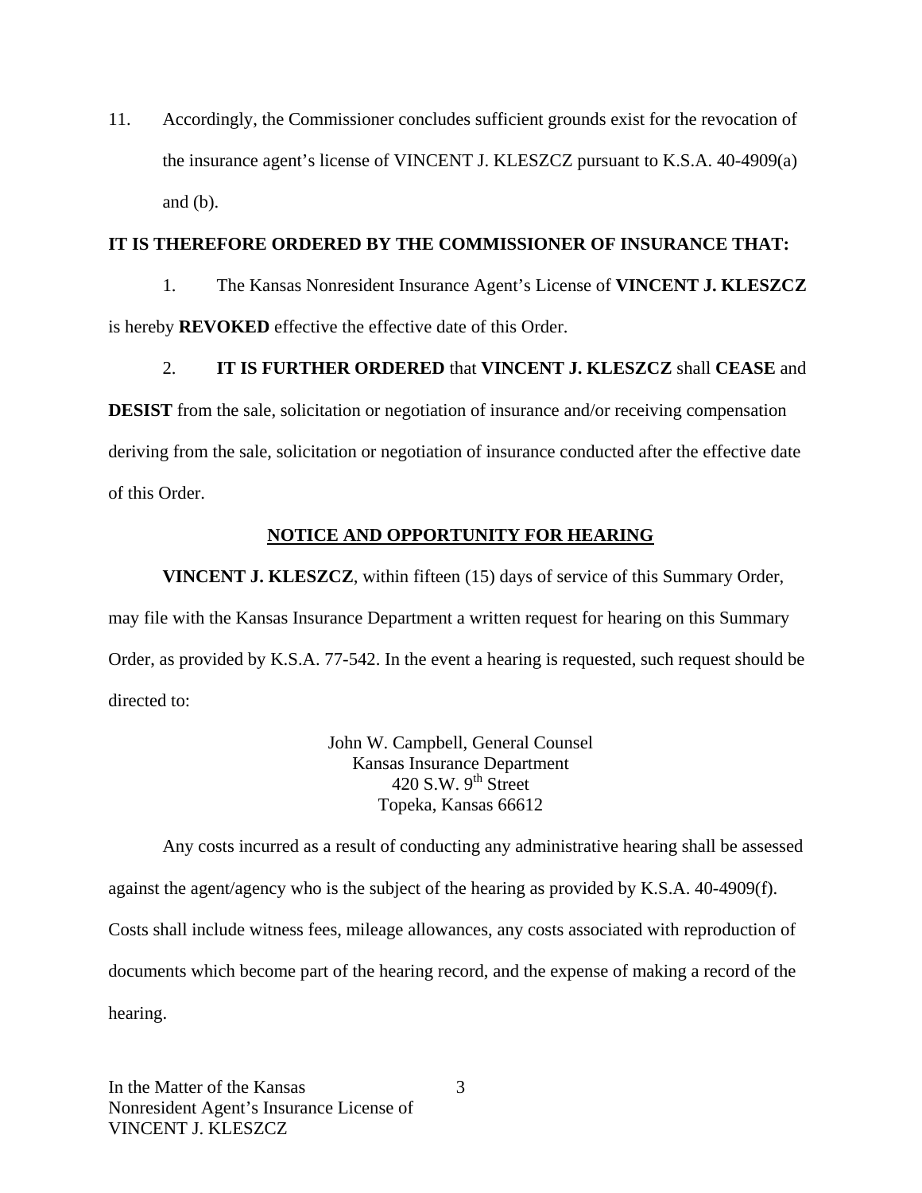11. Accordingly, the Commissioner concludes sufficient grounds exist for the revocation of the insurance agent's license of VINCENT J. KLESZCZ pursuant to K.S.A. 40-4909(a) and (b).

**IT IS THEREFORE ORDERED BY THE COMMISSIONER OF INSURANCE THAT:**

1. The Kansas Nonresident Insurance Agent's License of **VINCENT J. KLESZCZ** is hereby **REVOKED** effective the effective date of this Order.

2. **IT IS FURTHER ORDERED** that **VINCENT J. KLESZCZ** shall **CEASE** and **DESIST** from the sale, solicitation or negotiation of insurance and/or receiving compensation deriving from the sale, solicitation or negotiation of insurance conducted after the effective date of this Order.

## NOTICE AND OPPORTUNITY FOR HEARING

**VINCENT J. KLESZCZ**, within fifteen (15) days of service of this Summary Order, may file with the Kansas Insurance Department a written request for hearing on this Summary Order, as provided by K.S.A. 77-542. In the event a hearing is requested, such request should be directed to:

John W. Campbell, General Counsel
Kansas Insurance Department
420 S.W. 9th Street
Topeka, Kansas 66612

Any costs incurred as a result of conducting any administrative hearing shall be assessed against the agent/agency who is the subject of the hearing as provided by K.S.A. 40-4909(f). Costs shall include witness fees, mileage allowances, any costs associated with reproduction of documents which become part of the hearing record, and the expense of making a record of the hearing.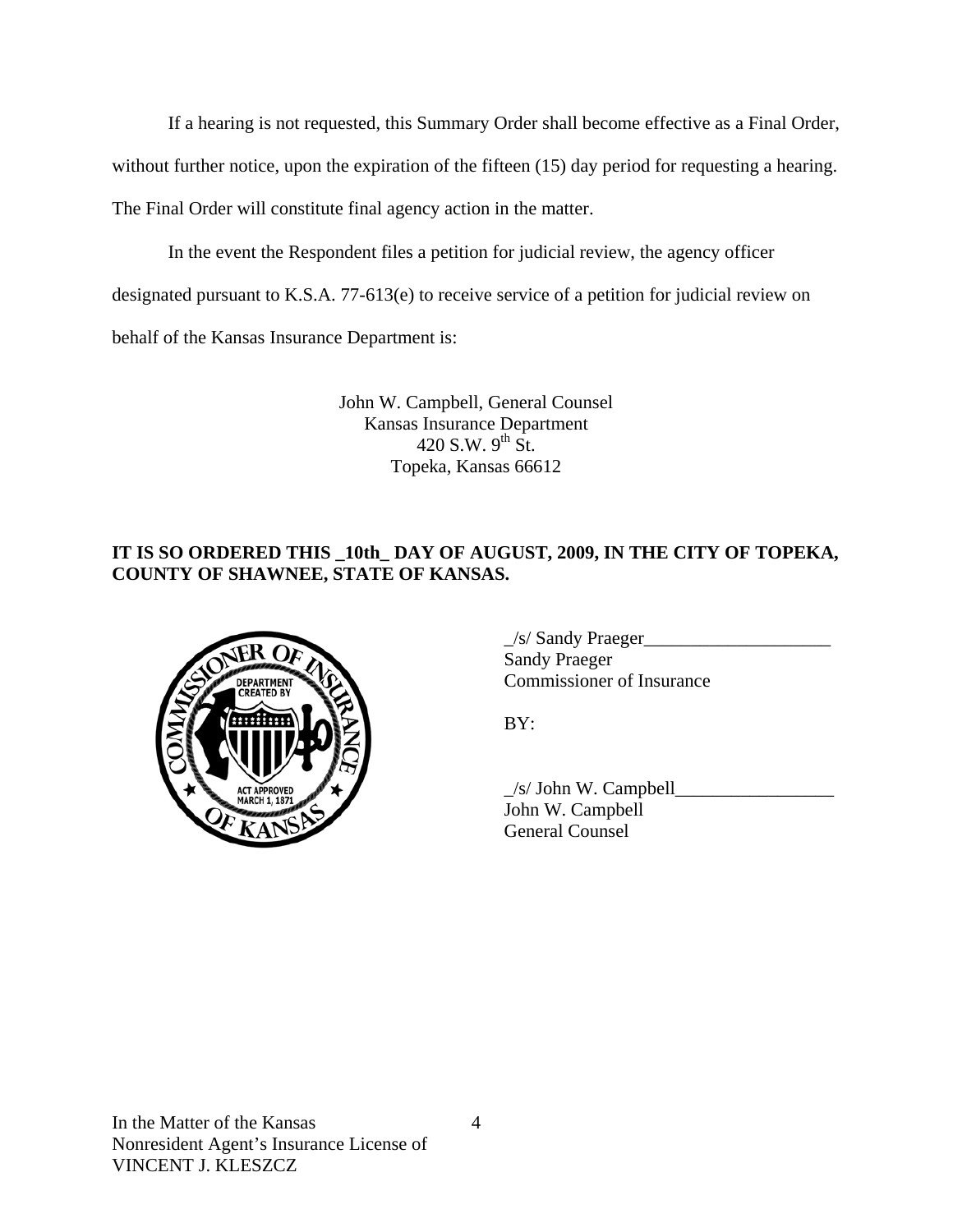If a hearing is not requested, this Summary Order shall become effective as a Final Order, without further notice, upon the expiration of the fifteen (15) day period for requesting a hearing. The Final Order will constitute final agency action in the matter.

In the event the Respondent files a petition for judicial review, the agency officer designated pursuant to K.S.A. 77-613(e) to receive service of a petition for judicial review on behalf of the Kansas Insurance Department is:

John W. Campbell, General Counsel
Kansas Insurance Department
420 S.W. 9th St.
Topeka, Kansas 66612

**IT IS SO ORDERED THIS _10th_ DAY OF AUGUST, 2009, IN THE CITY OF TOPEKA, COUNTY OF SHAWNEE, STATE OF KANSAS.**

_/s/ Sandy Praeger____________________
Sandy Praeger
Commissioner of Insurance

BY:

_/s/ John W. Campbell_________________
John W. Campbell
General Counsel

In the Matter of the Kansas
Nonresident Agent's Insurance License of
VINCENT J. KLESZCZ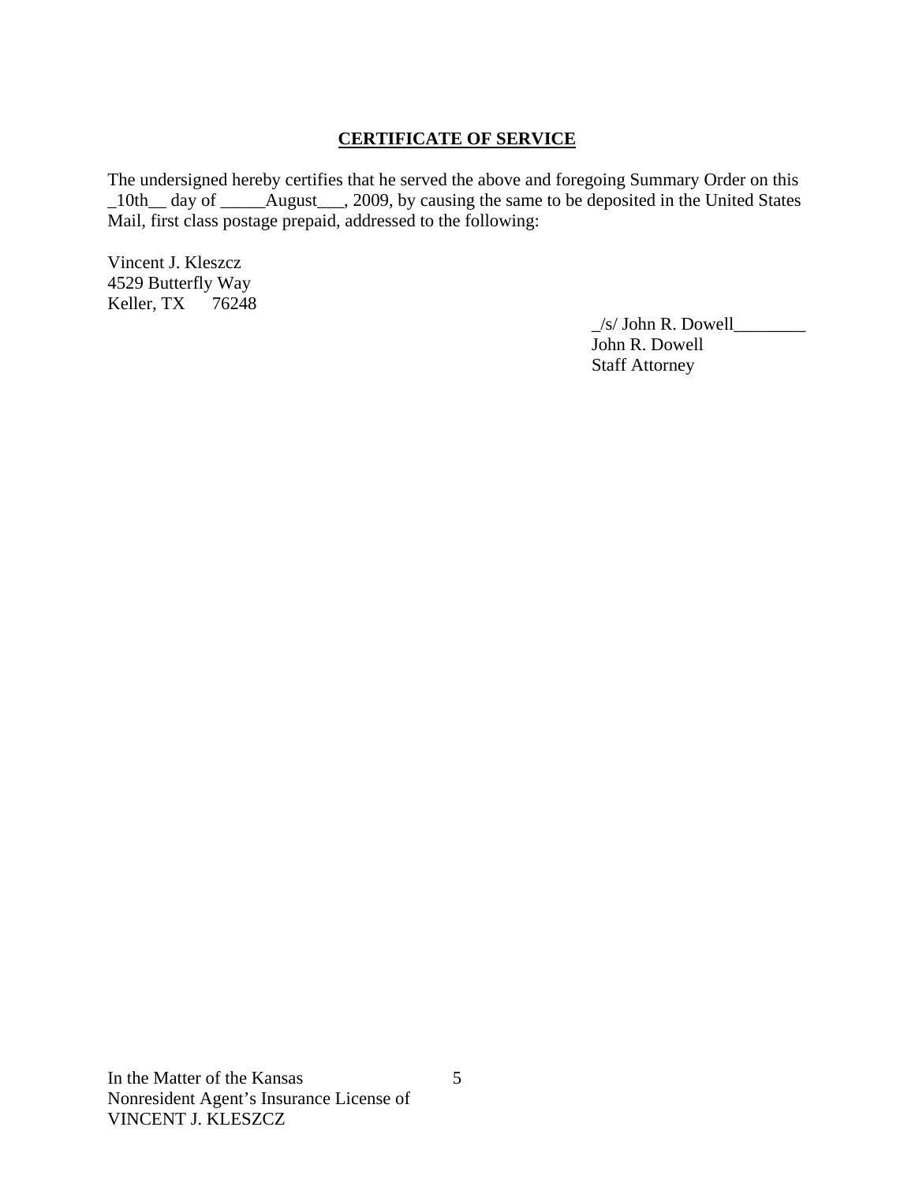**CERTIFICATE OF SERVICE**

The undersigned hereby certifies that he served the above and foregoing Summary Order on this _10th__ day of _____August___, 2009, by causing the same to be deposited in the United States Mail, first class postage prepaid, addressed to the following:

Vincent J. Kleszcz  
4529 Butterfly Way  
Keller, TX 76248

_/s/ John R. Dowell________  
John R. Dowell  
Staff Attorney